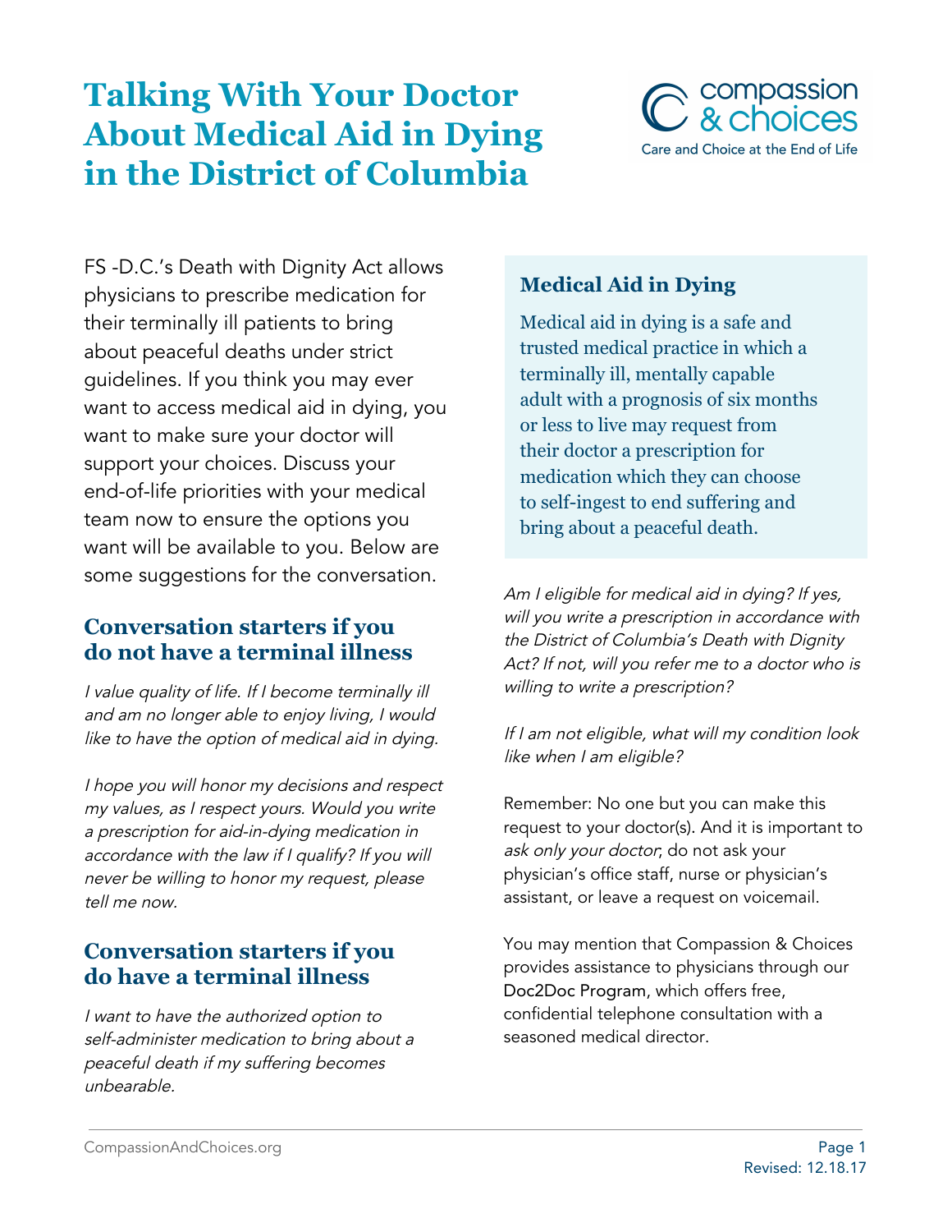# Talking With Your Doctor About Medical Aid in Dying in the District of Columbia

FS -D.C.'s Death with Dignity Act allows physicians to prescribe medication for their terminally ill patients to bring about peaceful deaths under strict guidelines. If you think you may ever want to access medical aid in dying, you want to make sure your doctor will support your choices. Discuss your end-of-life priorities with your medical team now to ensure the options you want will be available to you. Below are some suggestions for the conversation.

## Conversation starters if you do not have a terminal illness

*I value quality of life. If I become terminally ill and am no longer able to enjoy living, I would like to have the option of medical aid in dying.*

*I hope you will honor my decisions and respect my values, as I respect yours. Would you write a prescription for aid-in-dying medication in accordance with the law if I qualify? If you will never be willing to honor my request, please tell me now.*

## Conversation starters if you do have a terminal illness

*I want to have the authorized option to self-administer medication to bring about a peaceful death if my suffering becomes unbearable.*

### Medical Aid in Dying

Medical aid in dying is a safe and trusted medical practice in which a terminally ill, mentally capable adult with a prognosis of six months or less to live may request from their doctor a prescription for medication which they can choose to self-ingest to end suffering and bring about a peaceful death.

*Am I eligible for medical aid in dying? If yes, will you write a prescription in accordance with the District of Columbia's Death with Dignity Act? If not, will you refer me to a doctor who is willing to write a prescription?*

*If I am not eligible, what will my condition look like when I am eligible?*

Remember: No one but you can make this request to your doctor(s). And it is important to *ask only your doctor*; do not ask your physician's office staff, nurse or physician's assistant, or leave a request on voicemail.

You may mention that Compassion & Choices provides assistance to physicians through our Doc2Doc Program, which offers free, confidential telephone consultation with a seasoned medical director.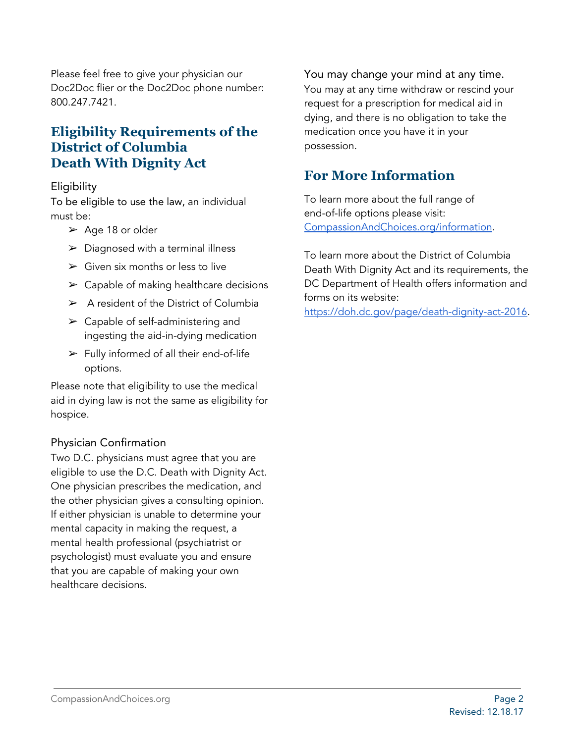Please feel free to give your physician our Doc2Doc flier or the Doc2Doc phone number: 800.247.7421.

## Eligibility Requirements of the District of Columbia Death With Dignity Act

### Eligibility

To be eligible to use the law, an individual must be:

- Age 18 or older
- Diagnosed with a terminal illness
- Given six months or less to live
- Capable of making healthcare decisions
- A resident of the District of Columbia
- Capable of self-administering and ingesting the aid-in-dying medication
- Fully informed of all their end-of-life options.

Please note that eligibility to use the medical aid in dying law is not the same as eligibility for hospice.

### Physician Confirmation

Two D.C. physicians must agree that you are eligible to use the D.C. Death with Dignity Act. One physician prescribes the medication, and the other physician gives a consulting opinion. If either physician is unable to determine your mental capacity in making the request, a mental health professional (psychiatrist or psychologist) must evaluate you and ensure that you are capable of making your own healthcare decisions.

### You may change your mind at any time.

You may at any time withdraw or rescind your request for a prescription for medical aid in dying, and there is no obligation to take the medication once you have it in your possession.

## For More Information

To learn more about the full range of end-of-life options please visit: CompassionAndChoices.org/information.

To learn more about the District of Columbia Death With Dignity Act and its requirements, the DC Department of Health offers information and forms on its website: https://doh.dc.gov/page/death-dignity-act-2016.

Revised: 12.18.17